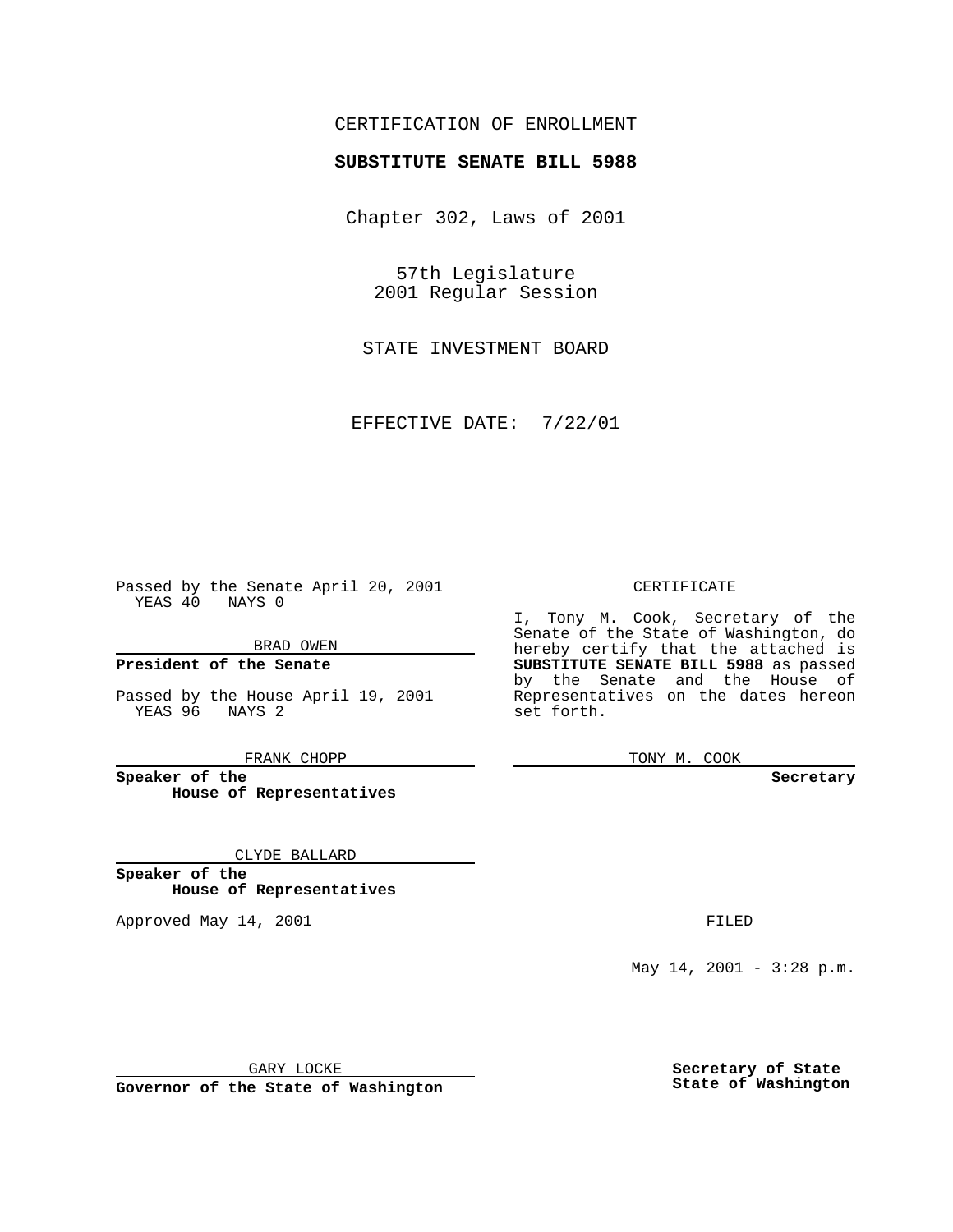CERTIFICATION OF ENROLLMENT

# SUBSTITUTE SENATE BILL 5988

Chapter 302, Laws of 2001

57th Legislature
2001 Regular Session

STATE INVESTMENT BOARD

EFFECTIVE DATE: 7/22/01

Passed by the Senate April 20, 2001
YEAS 40 NAYS 0

BRAD OWEN

**President of the Senate**

Passed by the House April 19, 2001
YEAS 96 NAYS 2

FRANK CHOPP

**Speaker of the House of Representatives**

CLYDE BALLARD

**Speaker of the House of Representatives**

Approved May 14, 2001

GARY LOCKE

**Governor of the State of Washington**

CERTIFICATE

I, Tony M. Cook, Secretary of the Senate of the State of Washington, do hereby certify that the attached is **SUBSTITUTE SENATE BILL 5988** as passed by the Senate and the House of Representatives on the dates hereon set forth.

TONY M. COOK

**Secretary**

FILED

May 14, 2001 - 3:28 p.m.

**Secretary of State State of Washington**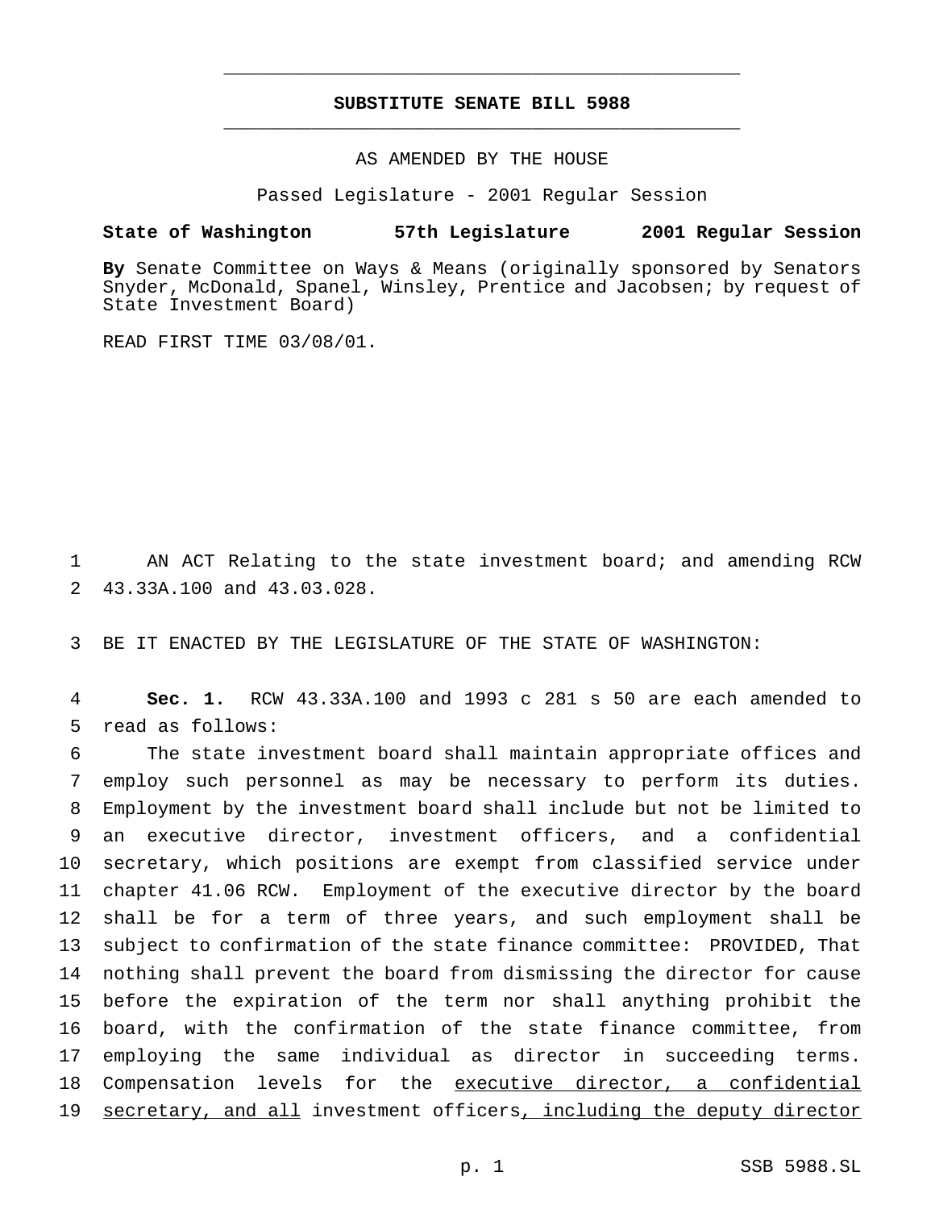**SUBSTITUTE SENATE BILL 5988**

AS AMENDED BY THE HOUSE

Passed Legislature - 2001 Regular Session

**State of Washington 57th Legislature 2001 Regular Session**

**By** Senate Committee on Ways & Means (originally sponsored by Senators Snyder, McDonald, Spanel, Winsley, Prentice and Jacobsen; by request of State Investment Board)

READ FIRST TIME 03/08/01.

AN ACT Relating to the state investment board; and amending RCW 43.33A.100 and 43.03.028.

BE IT ENACTED BY THE LEGISLATURE OF THE STATE OF WASHINGTON:

**Sec. 1.** RCW 43.33A.100 and 1993 c 281 s 50 are each amended to read as follows:

The state investment board shall maintain appropriate offices and employ such personnel as may be necessary to perform its duties. Employment by the investment board shall include but not be limited to an executive director, investment officers, and a confidential secretary, which positions are exempt from classified service under chapter 41.06 RCW. Employment of the executive director by the board shall be for a term of three years, and such employment shall be subject to confirmation of the state finance committee: PROVIDED, That nothing shall prevent the board from dismissing the director for cause before the expiration of the term nor shall anything prohibit the board, with the confirmation of the state finance committee, from employing the same individual as director in succeeding terms. Compensation levels for the executive director, a confidential secretary, and all investment officers, including the deputy director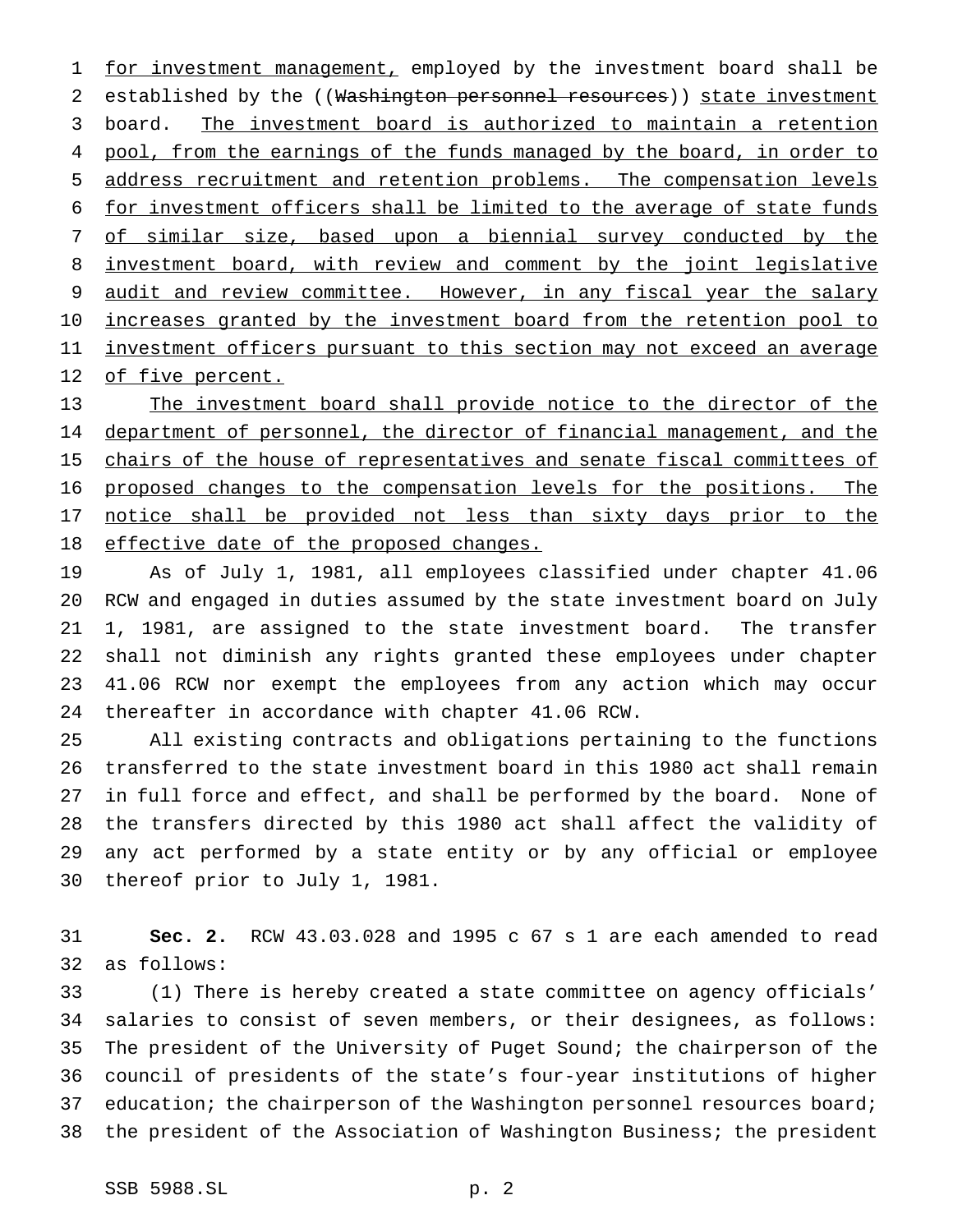for investment management, employed by the investment board shall be established by the ((~~Washington personnel resources~~)) state investment board. The investment board is authorized to maintain a retention pool, from the earnings of the funds managed by the board, in order to address recruitment and retention problems. The compensation levels for investment officers shall be limited to the average of state funds of similar size, based upon a biennial survey conducted by the investment board, with review and comment by the joint legislative audit and review committee. However, in any fiscal year the salary increases granted by the investment board from the retention pool to investment officers pursuant to this section may not exceed an average of five percent.

The investment board shall provide notice to the director of the department of personnel, the director of financial management, and the chairs of the house of representatives and senate fiscal committees of proposed changes to the compensation levels for the positions. The notice shall be provided not less than sixty days prior to the effective date of the proposed changes.

As of July 1, 1981, all employees classified under chapter 41.06 RCW and engaged in duties assumed by the state investment board on July 1, 1981, are assigned to the state investment board. The transfer shall not diminish any rights granted these employees under chapter 41.06 RCW nor exempt the employees from any action which may occur thereafter in accordance with chapter 41.06 RCW.

All existing contracts and obligations pertaining to the functions transferred to the state investment board in this 1980 act shall remain in full force and effect, and shall be performed by the board. None of the transfers directed by this 1980 act shall affect the validity of any act performed by a state entity or by any official or employee thereof prior to July 1, 1981.

**Sec. 2.** RCW 43.03.028 and 1995 c 67 s 1 are each amended to read as follows:

(1) There is hereby created a state committee on agency officials' salaries to consist of seven members, or their designees, as follows: The president of the University of Puget Sound; the chairperson of the council of presidents of the state's four-year institutions of higher education; the chairperson of the Washington personnel resources board; the president of the Association of Washington Business; the president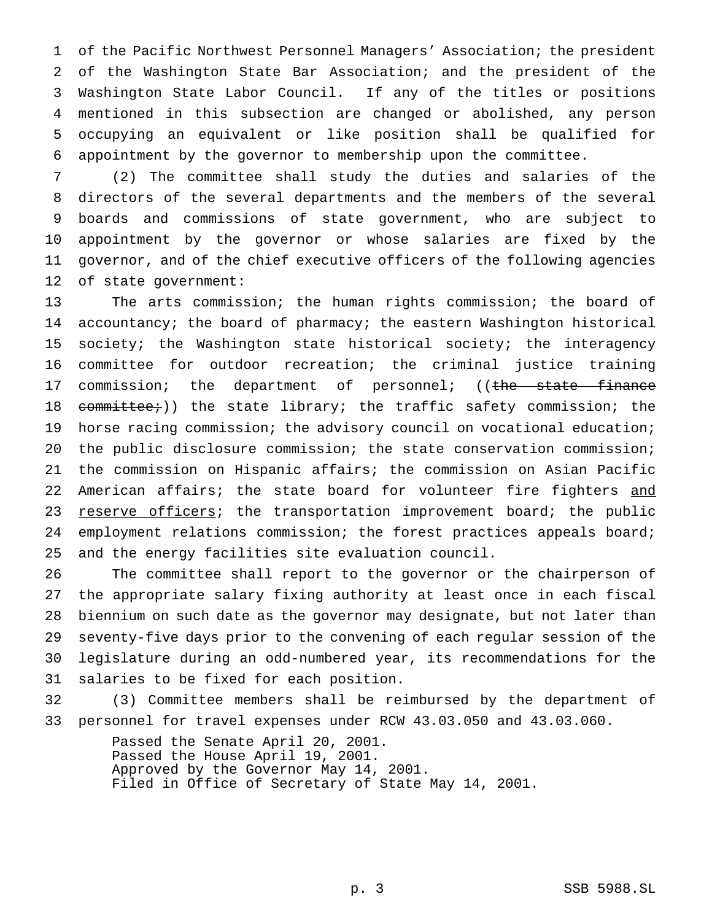of the Pacific Northwest Personnel Managers' Association; the president of the Washington State Bar Association; and the president of the Washington State Labor Council. If any of the titles or positions mentioned in this subsection are changed or abolished, any person occupying an equivalent or like position shall be qualified for appointment by the governor to membership upon the committee.

(2) The committee shall study the duties and salaries of the directors of the several departments and the members of the several boards and commissions of state government, who are subject to appointment by the governor or whose salaries are fixed by the governor, and of the chief executive officers of the following agencies of state government:

The arts commission; the human rights commission; the board of accountancy; the board of pharmacy; the eastern Washington historical society; the Washington state historical society; the interagency committee for outdoor recreation; the criminal justice training commission; the department of personnel; ((~~the state finance committee;~~)) the state library; the traffic safety commission; the horse racing commission; the advisory council on vocational education; the public disclosure commission; the state conservation commission; the commission on Hispanic affairs; the commission on Asian Pacific American affairs; the state board for volunteer fire fighters <u>and reserve officers</u>; the transportation improvement board; the public employment relations commission; the forest practices appeals board; and the energy facilities site evaluation council.

The committee shall report to the governor or the chairperson of the appropriate salary fixing authority at least once in each fiscal biennium on such date as the governor may designate, but not later than seventy-five days prior to the convening of each regular session of the legislature during an odd-numbered year, its recommendations for the salaries to be fixed for each position.

(3) Committee members shall be reimbursed by the department of personnel for travel expenses under RCW 43.03.050 and 43.03.060.

Passed the Senate April 20, 2001.
Passed the House April 19, 2001.
Approved by the Governor May 14, 2001.
Filed in Office of Secretary of State May 14, 2001.